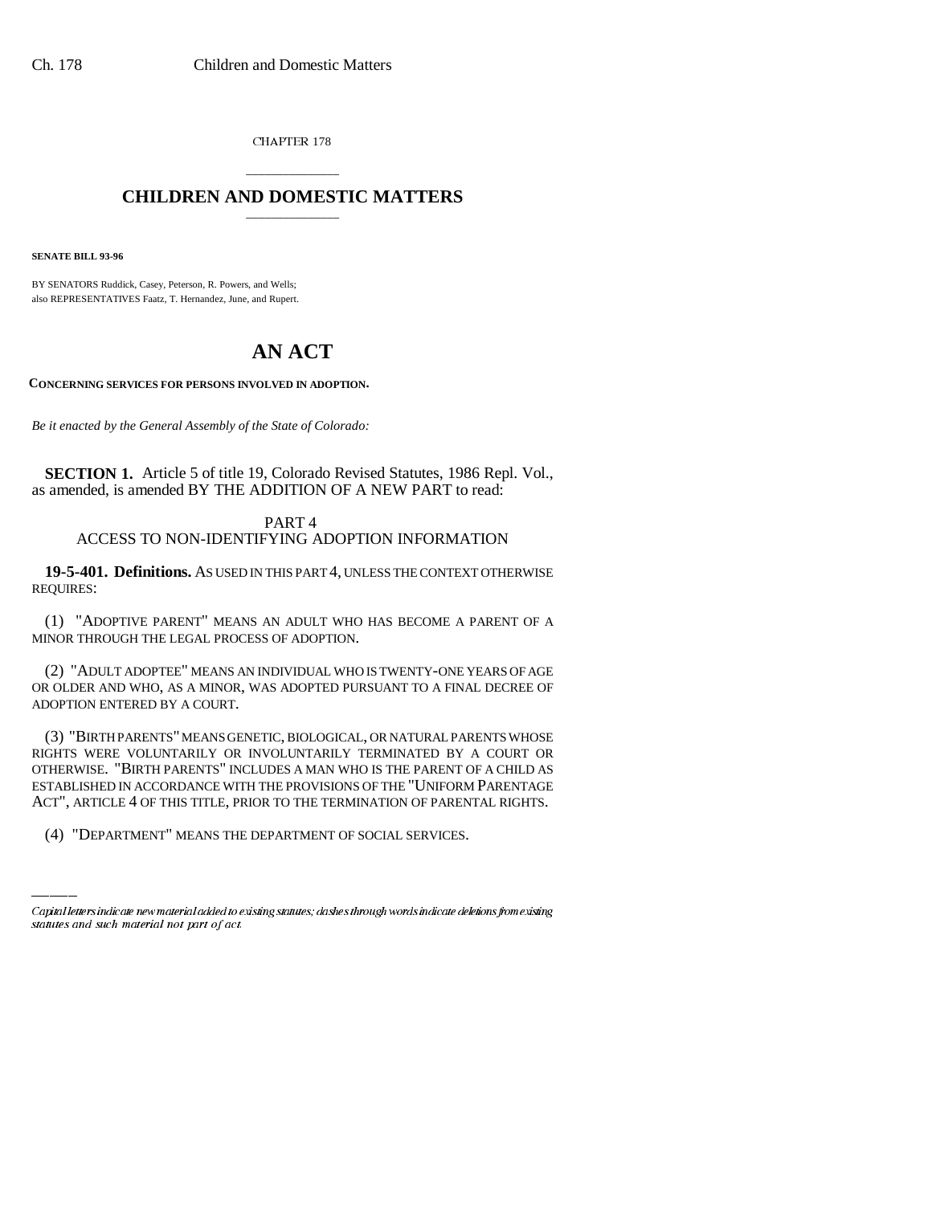CHAPTER 178

# CHILDREN AND DOMESTIC MATTERS

**SENATE BILL 93-96**

BY SENATORS Ruddick, Casey, Peterson, R. Powers, and Wells;
also REPRESENTATIVES Faatz, T. Hernandez, June, and Rupert.

# AN ACT

**CONCERNING SERVICES FOR PERSONS INVOLVED IN ADOPTION.**

*Be it enacted by the General Assembly of the State of Colorado:*

**SECTION 1.** Article 5 of title 19, Colorado Revised Statutes, 1986 Repl. Vol., as amended, is amended BY THE ADDITION OF A NEW PART to read:

PART 4
ACCESS TO NON-IDENTIFYING ADOPTION INFORMATION

**19-5-401. Definitions.** AS USED IN THIS PART 4, UNLESS THE CONTEXT OTHERWISE REQUIRES:

(1) "ADOPTIVE PARENT" MEANS AN ADULT WHO HAS BECOME A PARENT OF A MINOR THROUGH THE LEGAL PROCESS OF ADOPTION.

(2) "ADULT ADOPTEE" MEANS AN INDIVIDUAL WHO IS TWENTY-ONE YEARS OF AGE OR OLDER AND WHO, AS A MINOR, WAS ADOPTED PURSUANT TO A FINAL DECREE OF ADOPTION ENTERED BY A COURT.

(3) "BIRTH PARENTS" MEANS GENETIC, BIOLOGICAL, OR NATURAL PARENTS WHOSE RIGHTS WERE VOLUNTARILY OR INVOLUNTARILY TERMINATED BY A COURT OR OTHERWISE. "BIRTH PARENTS" INCLUDES A MAN WHO IS THE PARENT OF A CHILD AS ESTABLISHED IN ACCORDANCE WITH THE PROVISIONS OF THE "UNIFORM PARENTAGE ACT", ARTICLE 4 OF THIS TITLE, PRIOR TO THE TERMINATION OF PARENTAL RIGHTS.

(4) "DEPARTMENT" MEANS THE DEPARTMENT OF SOCIAL SERVICES.

Capital letters indicate new material added to existing statutes; dashes through words indicate deletions from existing statutes and such material not part of act.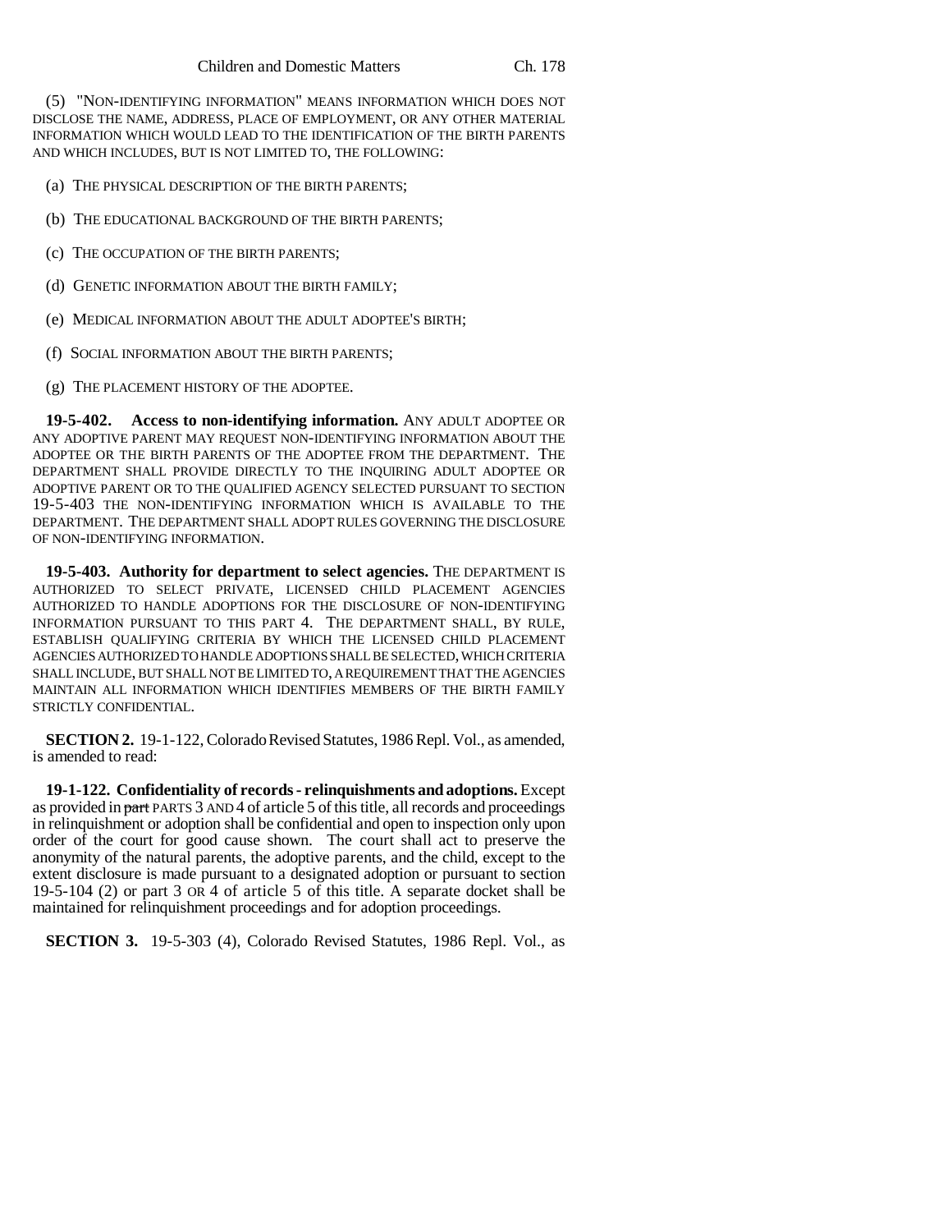(5) "NON-IDENTIFYING INFORMATION" MEANS INFORMATION WHICH DOES NOT DISCLOSE THE NAME, ADDRESS, PLACE OF EMPLOYMENT, OR ANY OTHER MATERIAL INFORMATION WHICH WOULD LEAD TO THE IDENTIFICATION OF THE BIRTH PARENTS AND WHICH INCLUDES, BUT IS NOT LIMITED TO, THE FOLLOWING:

(a) THE PHYSICAL DESCRIPTION OF THE BIRTH PARENTS;

(b) THE EDUCATIONAL BACKGROUND OF THE BIRTH PARENTS;

(c) THE OCCUPATION OF THE BIRTH PARENTS;

(d) GENETIC INFORMATION ABOUT THE BIRTH FAMILY;

(e) MEDICAL INFORMATION ABOUT THE ADULT ADOPTEE'S BIRTH;

(f) SOCIAL INFORMATION ABOUT THE BIRTH PARENTS;

(g) THE PLACEMENT HISTORY OF THE ADOPTEE.

**19-5-402. Access to non-identifying information.** ANY ADULT ADOPTEE OR ANY ADOPTIVE PARENT MAY REQUEST NON-IDENTIFYING INFORMATION ABOUT THE ADOPTEE OR THE BIRTH PARENTS OF THE ADOPTEE FROM THE DEPARTMENT. THE DEPARTMENT SHALL PROVIDE DIRECTLY TO THE INQUIRING ADULT ADOPTEE OR ADOPTIVE PARENT OR TO THE QUALIFIED AGENCY SELECTED PURSUANT TO SECTION 19-5-403 THE NON-IDENTIFYING INFORMATION WHICH IS AVAILABLE TO THE DEPARTMENT. THE DEPARTMENT SHALL ADOPT RULES GOVERNING THE DISCLOSURE OF NON-IDENTIFYING INFORMATION.

**19-5-403. Authority for department to select agencies.** THE DEPARTMENT IS AUTHORIZED TO SELECT PRIVATE, LICENSED CHILD PLACEMENT AGENCIES AUTHORIZED TO HANDLE ADOPTIONS FOR THE DISCLOSURE OF NON-IDENTIFYING INFORMATION PURSUANT TO THIS PART 4. THE DEPARTMENT SHALL, BY RULE, ESTABLISH QUALIFYING CRITERIA BY WHICH THE LICENSED CHILD PLACEMENT AGENCIES AUTHORIZED TO HANDLE ADOPTIONS SHALL BE SELECTED, WHICH CRITERIA SHALL INCLUDE, BUT SHALL NOT BE LIMITED TO, A REQUIREMENT THAT THE AGENCIES MAINTAIN ALL INFORMATION WHICH IDENTIFIES MEMBERS OF THE BIRTH FAMILY STRICTLY CONFIDENTIAL.

**SECTION 2.** 19-1-122, Colorado Revised Statutes, 1986 Repl. Vol., as amended, is amended to read:

**19-1-122. Confidentiality of records - relinquishments and adoptions.** Except as provided in ~~part~~ PARTS 3 AND 4 of article 5 of this title, all records and proceedings in relinquishment or adoption shall be confidential and open to inspection only upon order of the court for good cause shown. The court shall act to preserve the anonymity of the natural parents, the adoptive parents, and the child, except to the extent disclosure is made pursuant to a designated adoption or pursuant to section 19-5-104 (2) or part 3 OR 4 of article 5 of this title. A separate docket shall be maintained for relinquishment proceedings and for adoption proceedings.

**SECTION 3.** 19-5-303 (4), Colorado Revised Statutes, 1986 Repl. Vol., as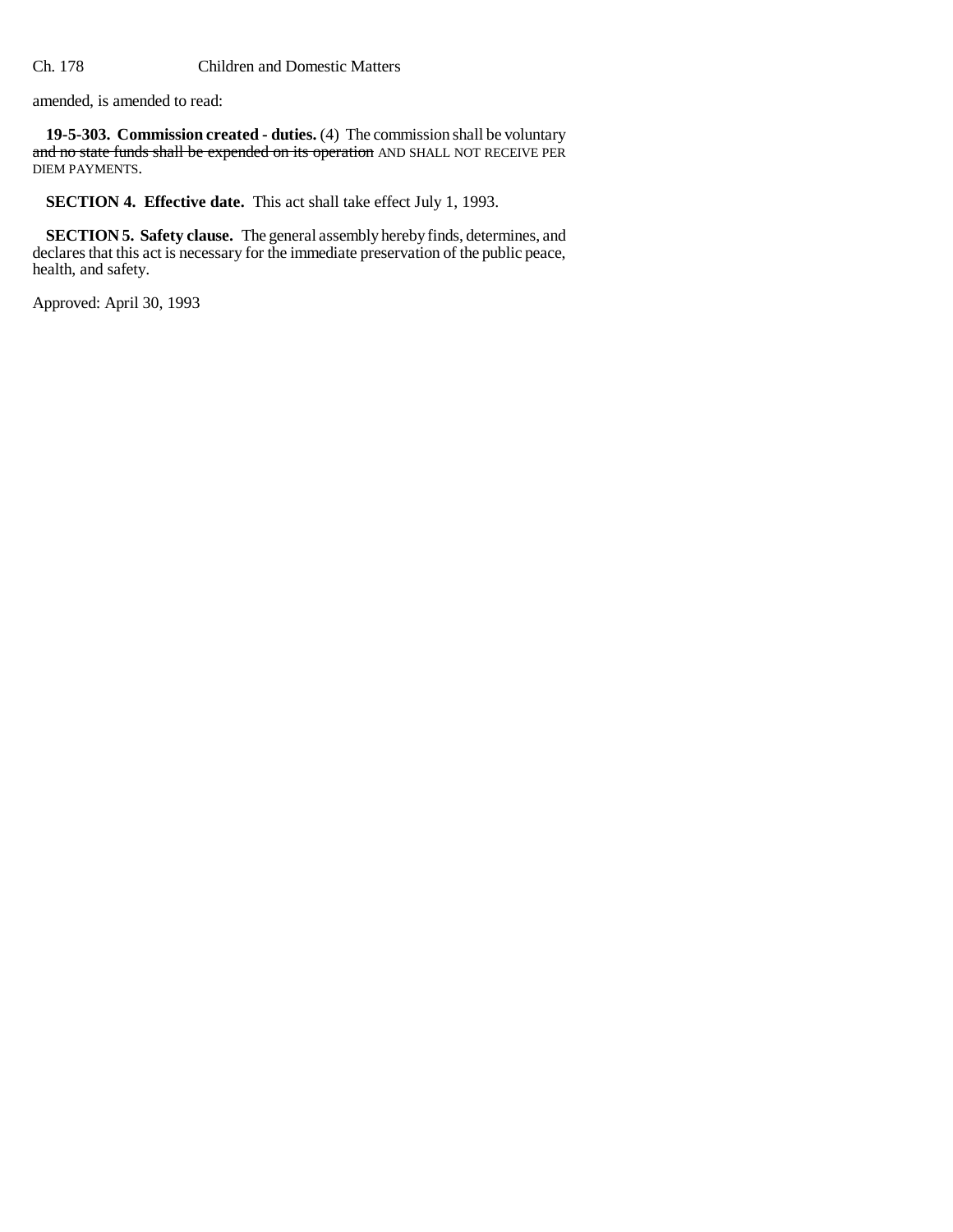amended, is amended to read:

**19-5-303. Commission created - duties.** (4) The commission shall be voluntary ~~and no state funds shall be expended on its operation~~ AND SHALL NOT RECEIVE PER DIEM PAYMENTS.

**SECTION 4. Effective date.** This act shall take effect July 1, 1993.

**SECTION 5. Safety clause.** The general assembly hereby finds, determines, and declares that this act is necessary for the immediate preservation of the public peace, health, and safety.

Approved: April 30, 1993